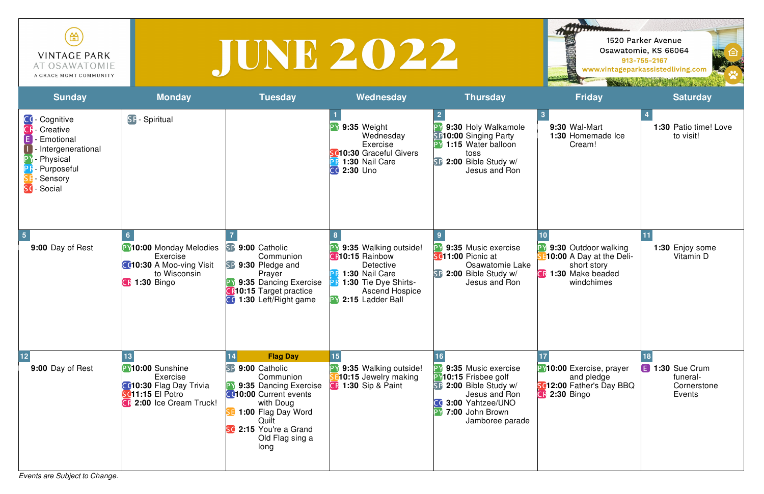VINTAGE PARK AT OSAWATOMIE
A GRACE MGMT COMMUNITY

# JUNE 2022

1520 Parker Avenue
Osawatomie, KS 66064
913-755-2167
www.vintageparkassistedliving.com

| Sunday | Monday | Tuesday | Wednesday | Thursday | Friday | Saturday |
|---|---|---|---|---|---|---|
| CO - Cognitive<br>CR - Creative<br>E - Emotional<br>I - Intergenerational<br>PY - Physical<br>PR - Purposeful<br>SE - Sensory<br>SO - Social | SP - Spiritual | | **1**<br>PY **9:35** Weight Wednesday Exercise<br>SO **10:30** Graceful Givers<br>PR **1:30** Nail Care<br>CO **2:30** Uno | **2**<br>PY **9:30** Holy Walkamole<br>SP **10:00** Singing Party<br>PY **1:15** Water balloon toss<br>SP **2:00** Bible Study w/ Jesus and Ron | **3**<br>**9:30** Wal-Mart<br>**1:30** Homemade Ice Cream! | **4**<br>**1:30** Patio time! Love to visit! |
| **5**<br>**9:00** Day of Rest | **6**<br>PY **10:00** Monday Melodies Exercise<br>CO **10:30** A Moo-ving Visit to Wisconsin<br>CR **1:30** Bingo | **7**<br>SP **9:00** Catholic Communion<br>SP **9:30** Pledge and Prayer<br>PY **9:35** Dancing Exercise<br>CR **10:15** Target practice<br>CO **1:30** Left/Right game | **8**<br>PY **9:35** Walking outside!<br>CR **10:15** Rainbow Detective<br>PR **1:30** Nail Care<br>PR **1:30** Tie Dye Shirts- Ascend Hospice<br>PY **2:15** Ladder Ball | **9**<br>PY **9:35** Music exercise<br>SO **11:00** Picnic at Osawatomie Lake<br>SP **2:00** Bible Study w/ Jesus and Ron | **10**<br>PY **9:30** Outdoor walking<br>SE **10:00** A Day at the Deli- short story<br>CR **1:30** Make beaded windchimes | **11**<br>**1:30** Enjoy some Vitamin D |
| **12**<br>**9:00** Day of Rest | **13**<br>PY **10:00** Sunshine Exercise<br>CO **10:30** Flag Day Trivia<br>SO **11:15** El Potro<br>CR **2:00** Ice Cream Truck! | **14** **Flag Day**<br>SP **9:00** Catholic Communion<br>PY **9:35** Dancing Exercise<br>CO **10:00** Current events with Doug<br>SE **1:00** Flag Day Word Quilt<br>SO **2:15** You're a Grand Old Flag sing a long | **15**<br>PY **9:35** Walking outside!<br>SE **10:15** Jewelry making<br>CR **1:30** Sip & Paint | **16**<br>PY **9:35** Music exercise<br>PY **10:15** Frisbee golf<br>SP **2:00** Bible Study w/ Jesus and Ron<br>CO **3:00** Yahtzee/UNO<br>PY **7:00** John Brown Jamboree parade | **17**<br>PY **10:00** Exercise, prayer and pledge<br>SO **12:00** Father's Day BBQ<br>CR **2:30** Bingo | **18**<br>E **1:30** Sue Crum funeral- Cornerstone Events |

*Events are Subject to Change.*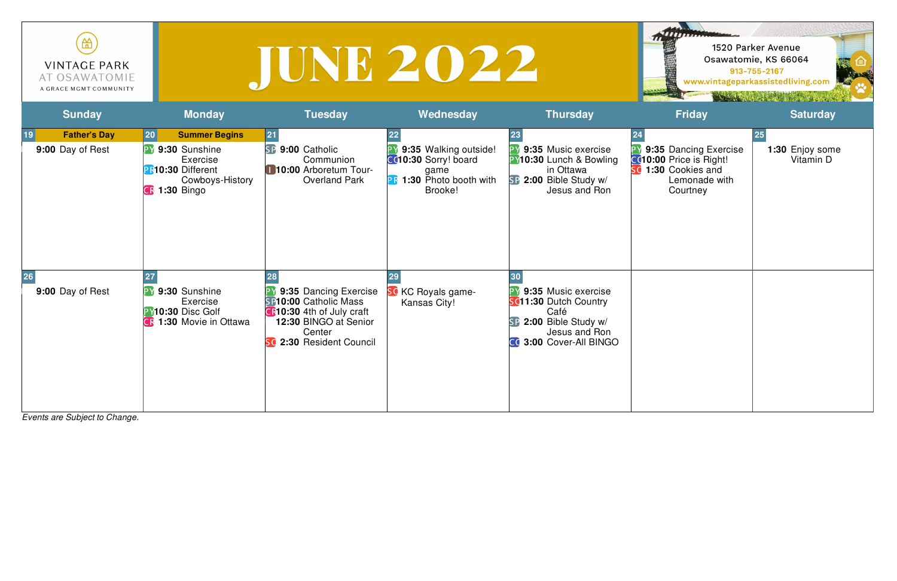VINTAGE PARK AT OSAWATOMIE

A GRACE MGMT COMMUNITY

# JUNE 2022

1520 Parker Avenue
Osawatomie, KS 66064
913-755-2167
www.vintageparkassistedliving.com

| Sunday | Monday | Tuesday | Wednesday | Thursday | Friday | Saturday |
|---|---|---|---|---|---|---|
| 19 **Father's Day**<br>**9:00** Day of Rest | 20 **Summer Begins**<br>PY **9:30** Sunshine Exercise<br>PR **10:30** Different Cowboys-History<br>CR **1:30** Bingo | 21<br>SP **9:00** Catholic Communion<br>I **10:00** Arboretum Tour-Overland Park | 22<br>PY **9:35** Walking outside!<br>CO **10:30** Sorry! board game<br>PR **1:30** Photo booth with Brooke! | 23<br>PY **9:35** Music exercise<br>PY **10:30** Lunch & Bowling in Ottawa<br>SP **2:00** Bible Study w/ Jesus and Ron | 24<br>PY **9:35** Dancing Exercise<br>CO **10:00** Price is Right!<br>SO **1:30** Cookies and Lemonade with Courtney | 25<br>**1:30** Enjoy some Vitamin D |
| 26<br>**9:00** Day of Rest | 27<br>PY **9:30** Sunshine Exercise<br>PY **10:30** Disc Golf<br>CR **1:30** Movie in Ottawa | 28<br>PY **9:35** Dancing Exercise<br>SP **10:00** Catholic Mass<br>CR **10:30** 4th of July craft<br>**12:30** BINGO at Senior Center<br>SO **2:30** Resident Council | 29<br>SO KC Royals game-Kansas City! | 30<br>PY **9:35** Music exercise<br>SO **11:30** Dutch Country Café<br>SP **2:00** Bible Study w/ Jesus and Ron<br>CO **3:00** Cover-All BINGO | | |

*Events are Subject to Change.*